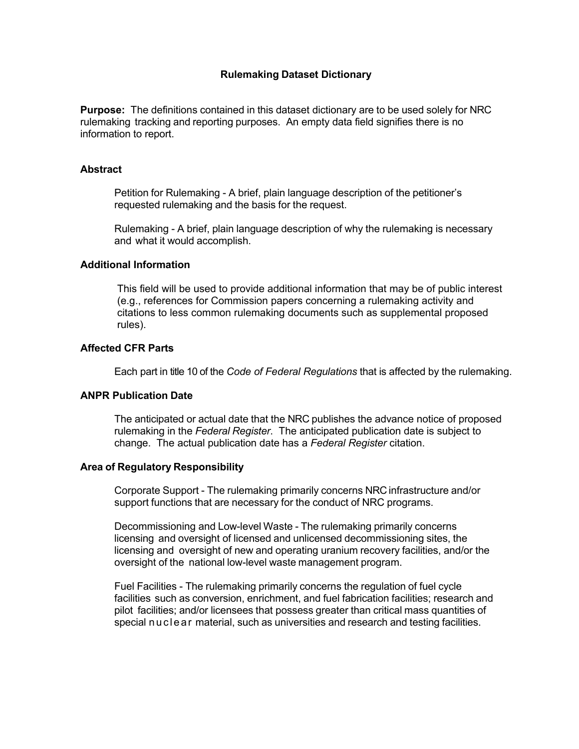# Rulemaking Dataset Dictionary

**Purpose:** The definitions contained in this dataset dictionary are to be used solely for NRC rulemaking tracking and reporting purposes. An empty data field signifies there is no information to report.

## Abstract

Petition for Rulemaking - A brief, plain language description of the petitioner's requested rulemaking and the basis for the request.

Rulemaking - A brief, plain language description of why the rulemaking is necessary and what it would accomplish.

## Additional Information

This field will be used to provide additional information that may be of public interest (e.g., references for Commission papers concerning a rulemaking activity and citations to less common rulemaking documents such as supplemental proposed rules).

## Affected CFR Parts

Each part in title 10 of the *Code of Federal Regulations* that is affected by the rulemaking.

## ANPR Publication Date

The anticipated or actual date that the NRC publishes the advance notice of proposed rulemaking in the *Federal Register*. The anticipated publication date is subject to change. The actual publication date has a *Federal Register* citation.

## Area of Regulatory Responsibility

Corporate Support - The rulemaking primarily concerns NRC infrastructure and/or support functions that are necessary for the conduct of NRC programs.

Decommissioning and Low-level Waste - The rulemaking primarily concerns licensing and oversight of licensed and unlicensed decommissioning sites, the licensing and oversight of new and operating uranium recovery facilities, and/or the oversight of the national low-level waste management program.

Fuel Facilities - The rulemaking primarily concerns the regulation of fuel cycle facilities such as conversion, enrichment, and fuel fabrication facilities; research and pilot facilities; and/or licensees that possess greater than critical mass quantities of special nuclear material, such as universities and research and testing facilities.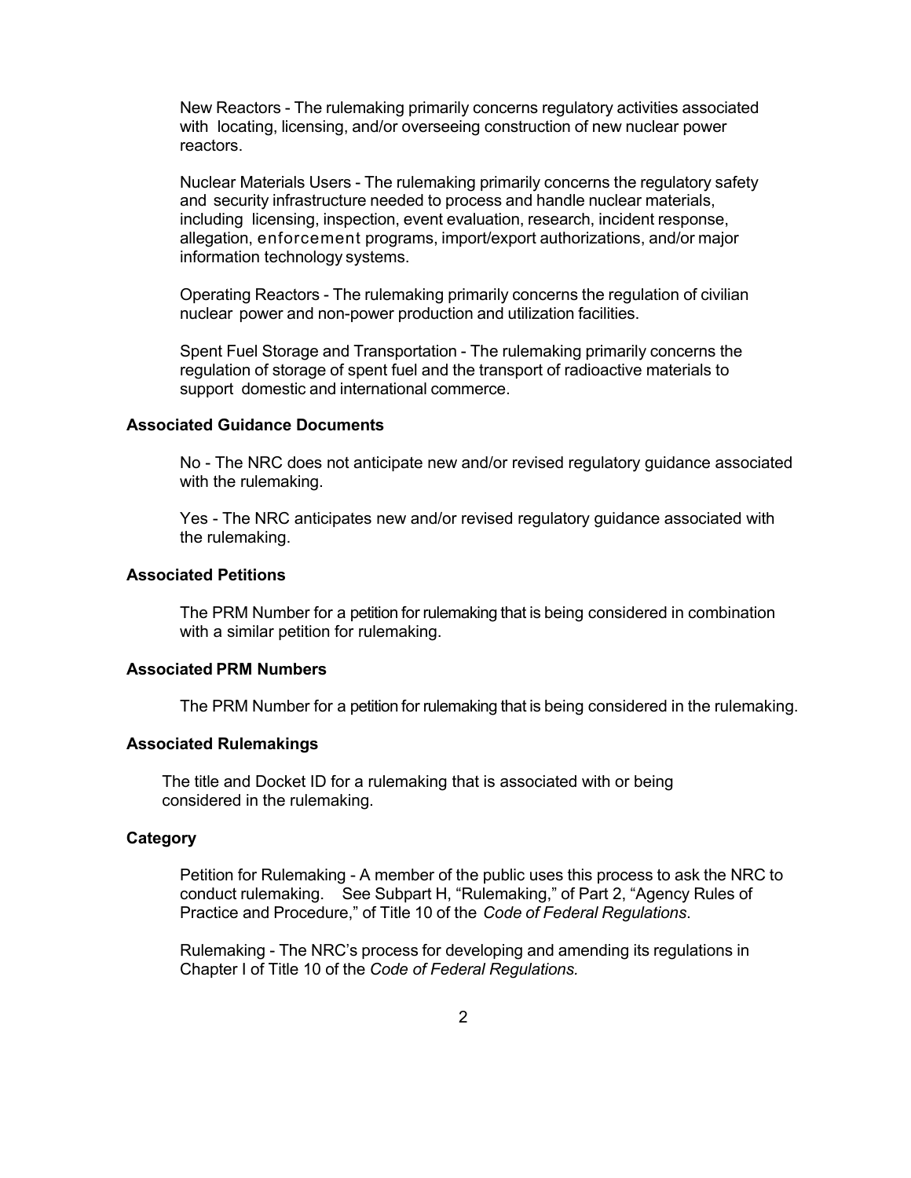New Reactors - The rulemaking primarily concerns regulatory activities associated with locating, licensing, and/or overseeing construction of new nuclear power reactors.

Nuclear Materials Users - The rulemaking primarily concerns the regulatory safety and security infrastructure needed to process and handle nuclear materials, including licensing, inspection, event evaluation, research, incident response, allegation, enforcement programs, import/export authorizations, and/or major information technology systems.

Operating Reactors - The rulemaking primarily concerns the regulation of civilian nuclear power and non-power production and utilization facilities.

Spent Fuel Storage and Transportation - The rulemaking primarily concerns the regulation of storage of spent fuel and the transport of radioactive materials to support domestic and international commerce.

### Associated Guidance Documents

No - The NRC does not anticipate new and/or revised regulatory guidance associated with the rulemaking.

Yes - The NRC anticipates new and/or revised regulatory guidance associated with the rulemaking.

### Associated Petitions

The PRM Number for a petition for rulemaking that is being considered in combination with a similar petition for rulemaking.

### Associated PRM Numbers

The PRM Number for a petition for rulemaking that is being considered in the rulemaking.

### Associated Rulemakings

The title and Docket ID for a rulemaking that is associated with or being considered in the rulemaking.

### Category

Petition for Rulemaking - A member of the public uses this process to ask the NRC to conduct rulemaking. See Subpart H, "Rulemaking," of Part 2, "Agency Rules of Practice and Procedure," of Title 10 of the *Code of Federal Regulations*.

Rulemaking - The NRC's process for developing and amending its regulations in Chapter I of Title 10 of the *Code of Federal Regulations.*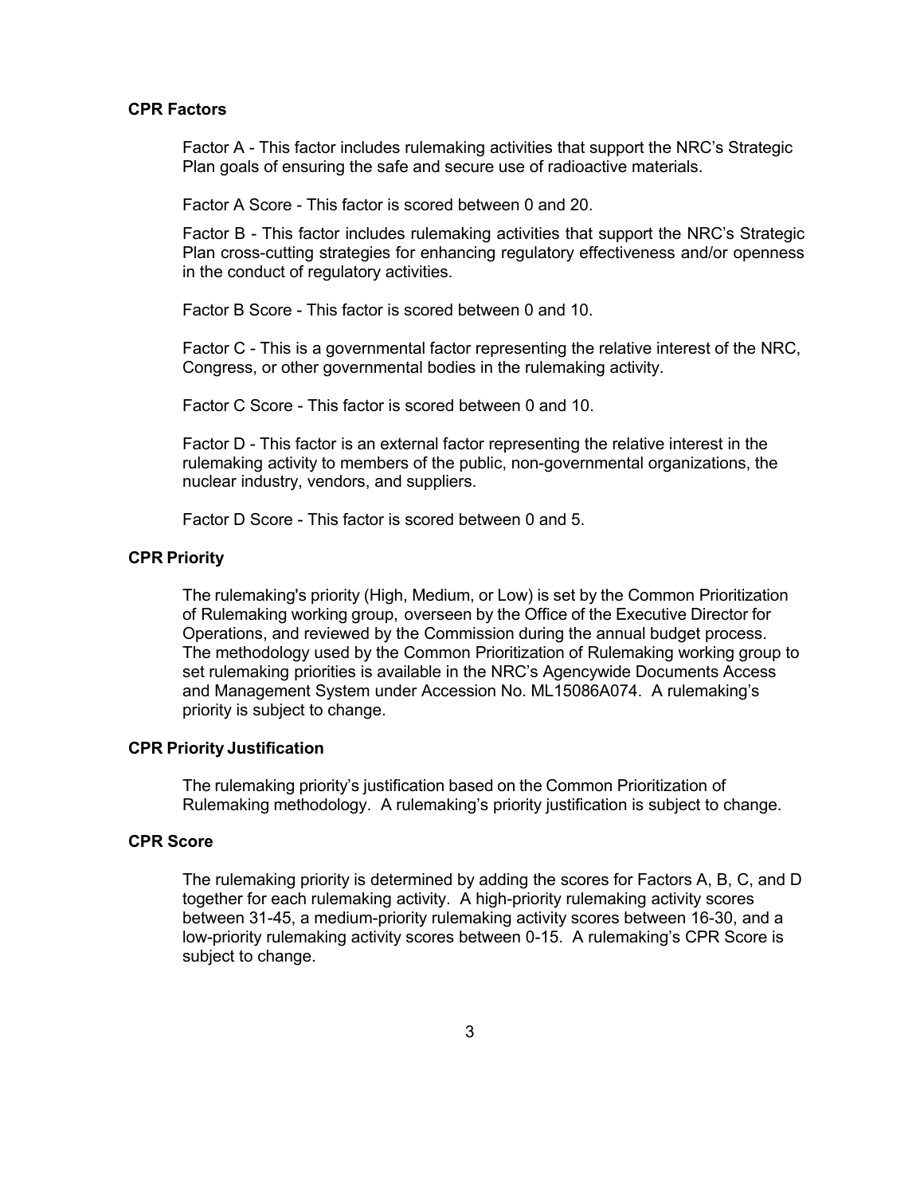**CPR Factors**

Factor A - This factor includes rulemaking activities that support the NRC's Strategic Plan goals of ensuring the safe and secure use of radioactive materials.

Factor A Score - This factor is scored between 0 and 20.

Factor B - This factor includes rulemaking activities that support the NRC's Strategic Plan cross-cutting strategies for enhancing regulatory effectiveness and/or openness in the conduct of regulatory activities.

Factor B Score - This factor is scored between 0 and 10.

Factor C - This is a governmental factor representing the relative interest of the NRC, Congress, or other governmental bodies in the rulemaking activity.

Factor C Score - This factor is scored between 0 and 10.

Factor D - This factor is an external factor representing the relative interest in the rulemaking activity to members of the public, non-governmental organizations, the nuclear industry, vendors, and suppliers.

Factor D Score - This factor is scored between 0 and 5.

**CPR Priority**

The rulemaking's priority (High, Medium, or Low) is set by the Common Prioritization of Rulemaking working group, overseen by the Office of the Executive Director for Operations, and reviewed by the Commission during the annual budget process. The methodology used by the Common Prioritization of Rulemaking working group to set rulemaking priorities is available in the NRC's Agencywide Documents Access and Management System under Accession No. ML15086A074. A rulemaking's priority is subject to change.

**CPR Priority Justification**

The rulemaking priority's justification based on the Common Prioritization of Rulemaking methodology. A rulemaking's priority justification is subject to change.

**CPR Score**

The rulemaking priority is determined by adding the scores for Factors A, B, C, and D together for each rulemaking activity. A high-priority rulemaking activity scores between 31-45, a medium-priority rulemaking activity scores between 16-30, and a low-priority rulemaking activity scores between 0-15. A rulemaking's CPR Score is subject to change.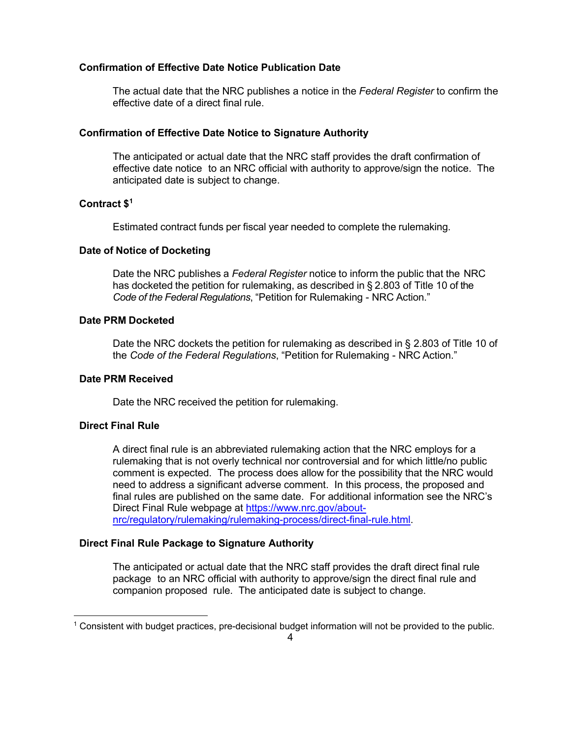**Confirmation of Effective Date Notice Publication Date**

The actual date that the NRC publishes a notice in the *Federal Register* to confirm the effective date of a direct final rule.

**Confirmation of Effective Date Notice to Signature Authority**

The anticipated or actual date that the NRC staff provides the draft confirmation of effective date notice to an NRC official with authority to approve/sign the notice. The anticipated date is subject to change.

**Contract $[1]**

Estimated contract funds per fiscal year needed to complete the rulemaking.

**Date of Notice of Docketing**

Date the NRC publishes a *Federal Register* notice to inform the public that the NRC has docketed the petition for rulemaking, as described in § 2.803 of Title 10 of the *Code of the Federal Regulations*, "Petition for Rulemaking - NRC Action."

**Date PRM Docketed**

Date the NRC dockets the petition for rulemaking as described in § 2.803 of Title 10 of the *Code of the Federal Regulations*, "Petition for Rulemaking - NRC Action."

**Date PRM Received**

Date the NRC received the petition for rulemaking.

**Direct Final Rule**

A direct final rule is an abbreviated rulemaking action that the NRC employs for a rulemaking that is not overly technical nor controversial and for which little/no public comment is expected. The process does allow for the possibility that the NRC would need to address a significant adverse comment. In this process, the proposed and final rules are published on the same date. For additional information see the NRC's Direct Final Rule webpage at [https://www.nrc.gov/about-nrc/regulatory/rulemaking/rulemaking-process/direct-final-rule.html](https://www.nrc.gov/about-nrc/regulatory/rulemaking/rulemaking-process/direct-final-rule.html).

**Direct Final Rule Package to Signature Authority**

The anticipated or actual date that the NRC staff provides the draft direct final rule package to an NRC official with authority to approve/sign the direct final rule and companion proposed rule. The anticipated date is subject to change.

---

[1] Consistent with budget practices, pre-decisional budget information will not be provided to the public.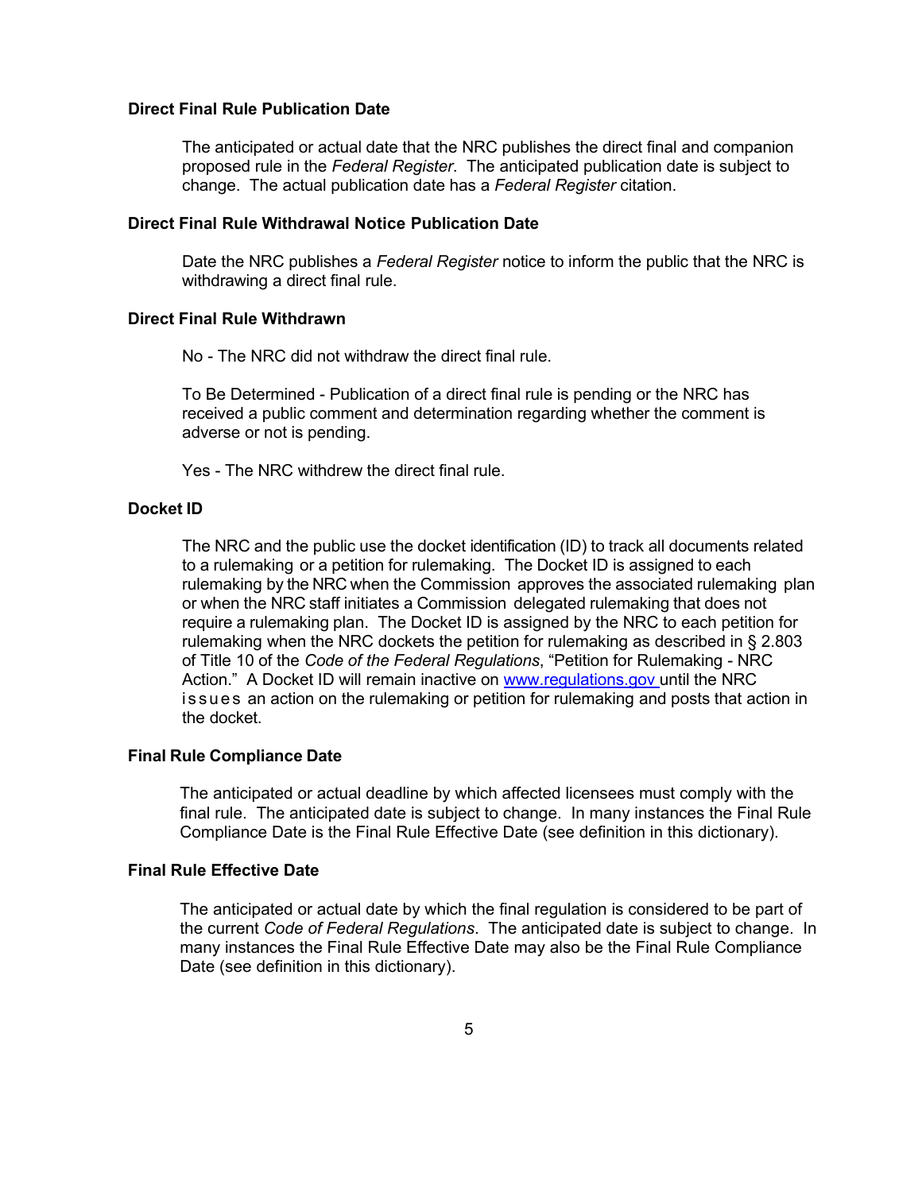**Direct Final Rule Publication Date**

The anticipated or actual date that the NRC publishes the direct final and companion proposed rule in the *Federal Register*. The anticipated publication date is subject to change. The actual publication date has a *Federal Register* citation.

**Direct Final Rule Withdrawal Notice Publication Date**

Date the NRC publishes a *Federal Register* notice to inform the public that the NRC is withdrawing a direct final rule.

**Direct Final Rule Withdrawn**

No - The NRC did not withdraw the direct final rule.

To Be Determined - Publication of a direct final rule is pending or the NRC has received a public comment and determination regarding whether the comment is adverse or not is pending.

Yes - The NRC withdrew the direct final rule.

**Docket ID**

The NRC and the public use the docket identification (ID) to track all documents related to a rulemaking or a petition for rulemaking. The Docket ID is assigned to each rulemaking by the NRC when the Commission approves the associated rulemaking plan or when the NRC staff initiates a Commission delegated rulemaking that does not require a rulemaking plan. The Docket ID is assigned by the NRC to each petition for rulemaking when the NRC dockets the petition for rulemaking as described in § 2.803 of Title 10 of the *Code of the Federal Regulations*, "Petition for Rulemaking - NRC Action." A Docket ID will remain inactive on [www.regulations.gov](http://www.regulations.gov) until the NRC issues an action on the rulemaking or petition for rulemaking and posts that action in the docket.

**Final Rule Compliance Date**

The anticipated or actual deadline by which affected licensees must comply with the final rule. The anticipated date is subject to change. In many instances the Final Rule Compliance Date is the Final Rule Effective Date (see definition in this dictionary).

**Final Rule Effective Date**

The anticipated or actual date by which the final regulation is considered to be part of the current *Code of Federal Regulations*. The anticipated date is subject to change. In many instances the Final Rule Effective Date may also be the Final Rule Compliance Date (see definition in this dictionary).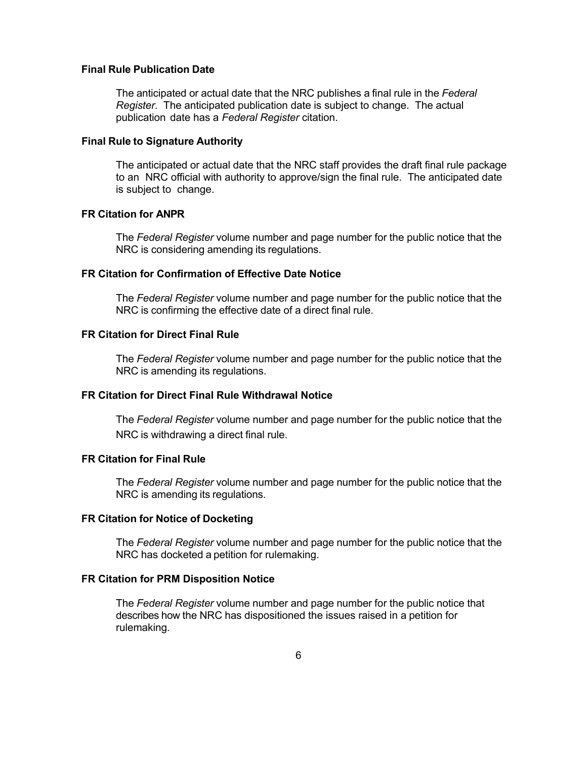**Final Rule Publication Date**

The anticipated or actual date that the NRC publishes a final rule in the *Federal Register*. The anticipated publication date is subject to change. The actual publication date has a *Federal Register* citation.

**Final Rule to Signature Authority**

The anticipated or actual date that the NRC staff provides the draft final rule package to an NRC official with authority to approve/sign the final rule. The anticipated date is subject to change.

**FR Citation for ANPR**

The *Federal Register* volume number and page number for the public notice that the NRC is considering amending its regulations.

**FR Citation for Confirmation of Effective Date Notice**

The *Federal Register* volume number and page number for the public notice that the NRC is confirming the effective date of a direct final rule.

**FR Citation for Direct Final Rule**

The *Federal Register* volume number and page number for the public notice that the NRC is amending its regulations.

**FR Citation for Direct Final Rule Withdrawal Notice**

The *Federal Register* volume number and page number for the public notice that the NRC is withdrawing a direct final rule.

**FR Citation for Final Rule**

The *Federal Register* volume number and page number for the public notice that the NRC is amending its regulations.

**FR Citation for Notice of Docketing**

The *Federal Register* volume number and page number for the public notice that the NRC has docketed a petition for rulemaking.

**FR Citation for PRM Disposition Notice**

The *Federal Register* volume number and page number for the public notice that describes how the NRC has dispositioned the issues raised in a petition for rulemaking.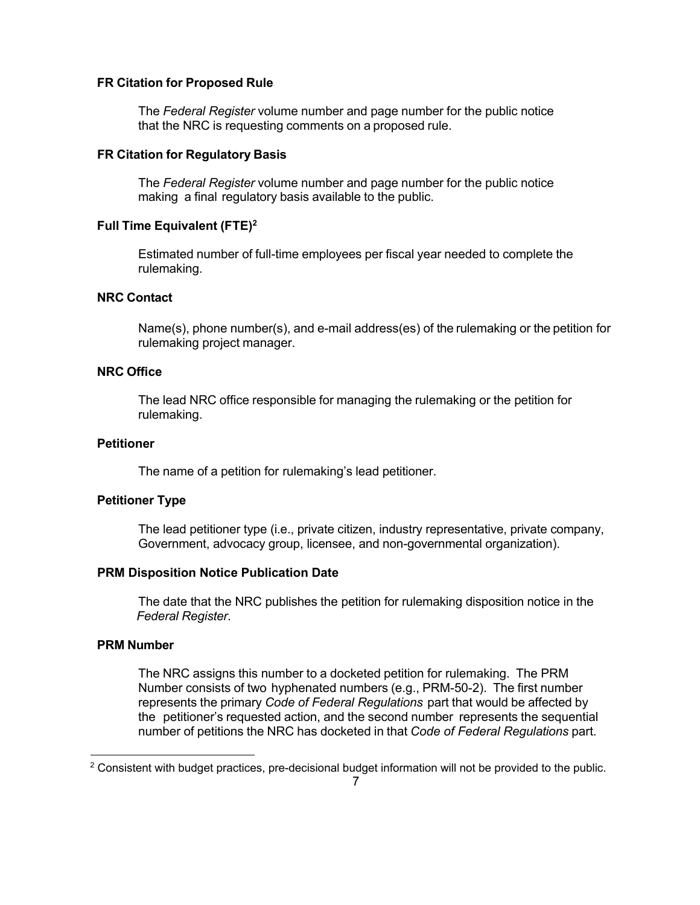**FR Citation for Proposed Rule**

The *Federal Register* volume number and page number for the public notice that the NRC is requesting comments on a proposed rule.

**FR Citation for Regulatory Basis**

The *Federal Register* volume number and page number for the public notice making a final regulatory basis available to the public.

**Full Time Equivalent (FTE)[2]**

Estimated number of full-time employees per fiscal year needed to complete the rulemaking.

**NRC Contact**

Name(s), phone number(s), and e-mail address(es) of the rulemaking or the petition for rulemaking project manager.

**NRC Office**

The lead NRC office responsible for managing the rulemaking or the petition for rulemaking.

**Petitioner**

The name of a petition for rulemaking's lead petitioner.

**Petitioner Type**

The lead petitioner type (i.e., private citizen, industry representative, private company, Government, advocacy group, licensee, and non-governmental organization).

**PRM Disposition Notice Publication Date**

The date that the NRC publishes the petition for rulemaking disposition notice in the *Federal Register*.

**PRM Number**

The NRC assigns this number to a docketed petition for rulemaking. The PRM Number consists of two hyphenated numbers (e.g., PRM-50-2). The first number represents the primary *Code of Federal Regulations* part that would be affected by the petitioner's requested action, and the second number represents the sequential number of petitions the NRC has docketed in that *Code of Federal Regulations* part.

[2] Consistent with budget practices, pre-decisional budget information will not be provided to the public.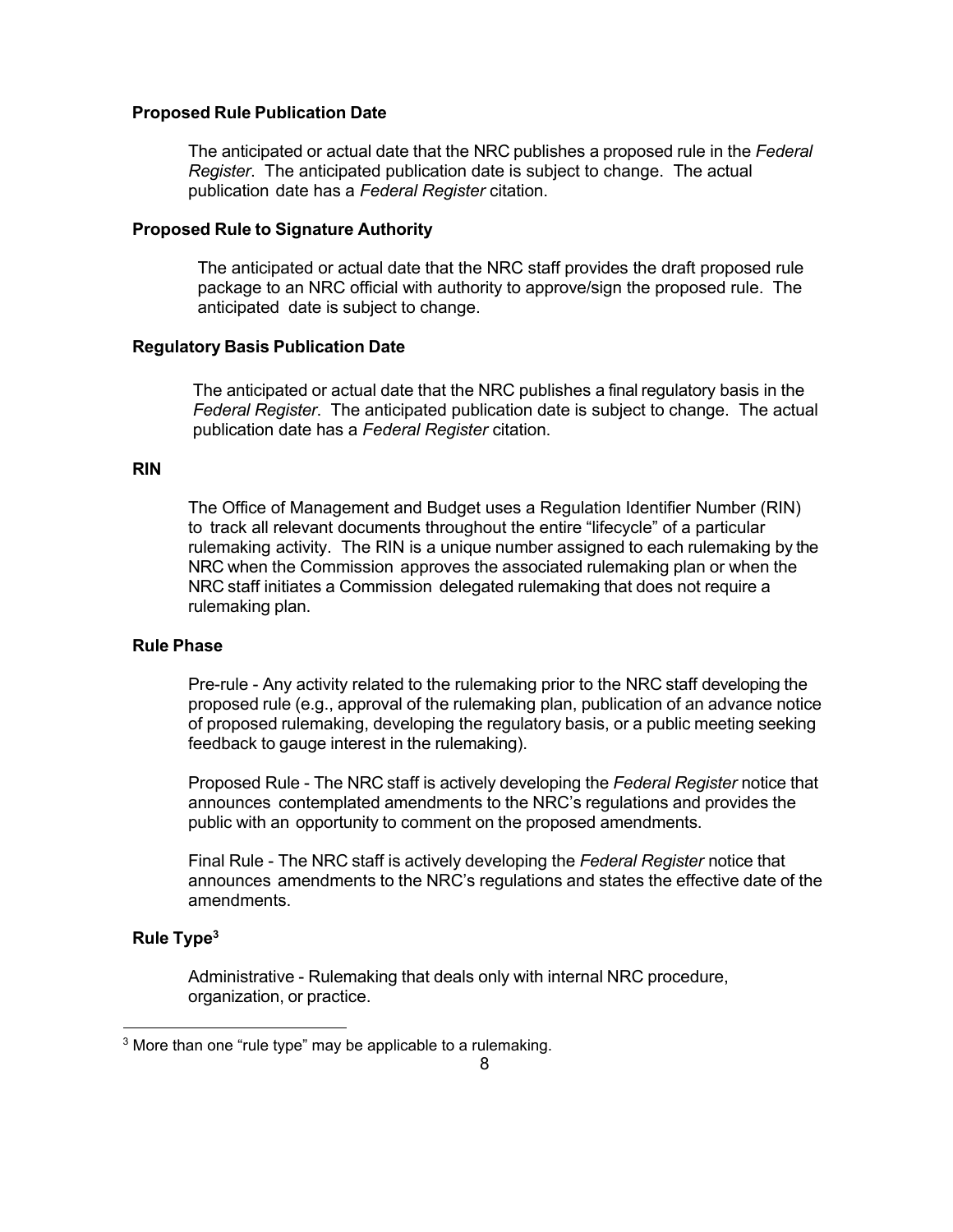**Proposed Rule Publication Date**

The anticipated or actual date that the NRC publishes a proposed rule in the *Federal Register*. The anticipated publication date is subject to change. The actual publication date has a *Federal Register* citation.

**Proposed Rule to Signature Authority**

The anticipated or actual date that the NRC staff provides the draft proposed rule package to an NRC official with authority to approve/sign the proposed rule. The anticipated date is subject to change.

**Regulatory Basis Publication Date**

The anticipated or actual date that the NRC publishes a final regulatory basis in the *Federal Register*. The anticipated publication date is subject to change. The actual publication date has a *Federal Register* citation.

**RIN**

The Office of Management and Budget uses a Regulation Identifier Number (RIN) to track all relevant documents throughout the entire "lifecycle" of a particular rulemaking activity. The RIN is a unique number assigned to each rulemaking by the NRC when the Commission approves the associated rulemaking plan or when the NRC staff initiates a Commission delegated rulemaking that does not require a rulemaking plan.

**Rule Phase**

Pre-rule - Any activity related to the rulemaking prior to the NRC staff developing the proposed rule (e.g., approval of the rulemaking plan, publication of an advance notice of proposed rulemaking, developing the regulatory basis, or a public meeting seeking feedback to gauge interest in the rulemaking).

Proposed Rule - The NRC staff is actively developing the *Federal Register* notice that announces contemplated amendments to the NRC's regulations and provides the public with an opportunity to comment on the proposed amendments.

Final Rule - The NRC staff is actively developing the *Federal Register* notice that announces amendments to the NRC's regulations and states the effective date of the amendments.

**Rule Type**[3]

Administrative - Rulemaking that deals only with internal NRC procedure, organization, or practice.

[3] More than one "rule type" may be applicable to a rulemaking.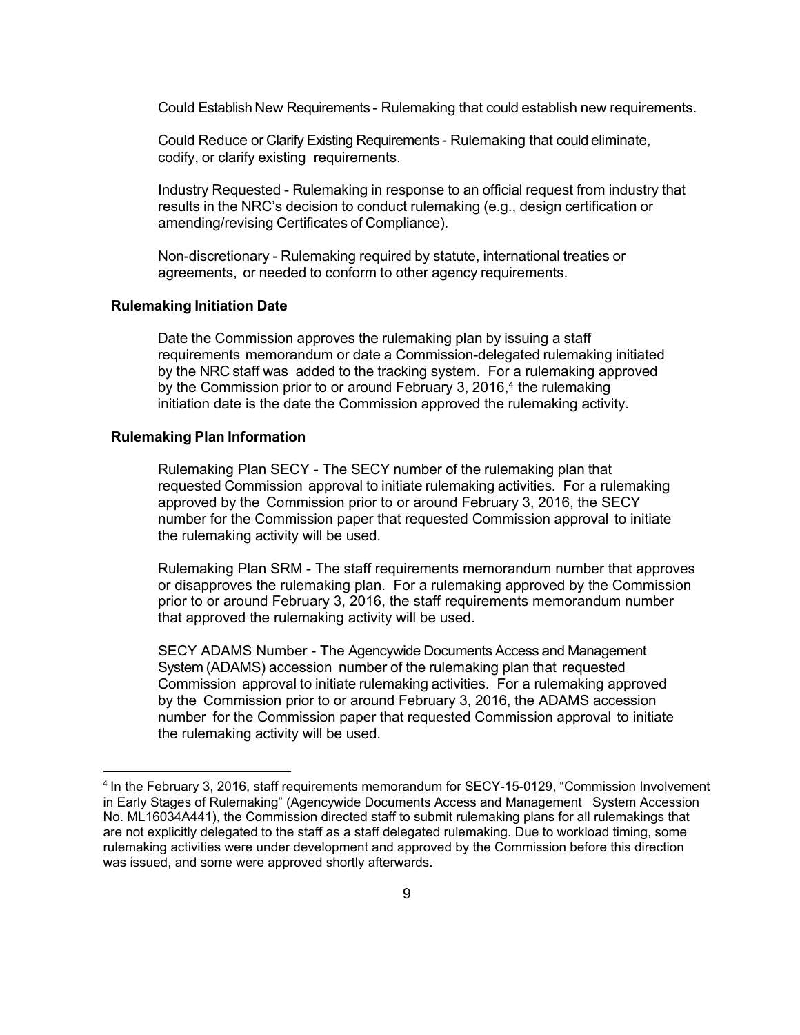Could Establish New Requirements - Rulemaking that could establish new requirements.

Could Reduce or Clarify Existing Requirements - Rulemaking that could eliminate, codify, or clarify existing requirements.

Industry Requested - Rulemaking in response to an official request from industry that results in the NRC's decision to conduct rulemaking (e.g., design certification or amending/revising Certificates of Compliance).

Non-discretionary - Rulemaking required by statute, international treaties or agreements, or needed to conform to other agency requirements.

**Rulemaking Initiation Date**

Date the Commission approves the rulemaking plan by issuing a staff requirements memorandum or date a Commission-delegated rulemaking initiated by the NRC staff was added to the tracking system. For a rulemaking approved by the Commission prior to or around February 3, 2016,[4] the rulemaking initiation date is the date the Commission approved the rulemaking activity.

**Rulemaking Plan Information**

Rulemaking Plan SECY - The SECY number of the rulemaking plan that requested Commission approval to initiate rulemaking activities. For a rulemaking approved by the Commission prior to or around February 3, 2016, the SECY number for the Commission paper that requested Commission approval to initiate the rulemaking activity will be used.

Rulemaking Plan SRM - The staff requirements memorandum number that approves or disapproves the rulemaking plan. For a rulemaking approved by the Commission prior to or around February 3, 2016, the staff requirements memorandum number that approved the rulemaking activity will be used.

SECY ADAMS Number - The Agencywide Documents Access and Management System (ADAMS) accession number of the rulemaking plan that requested Commission approval to initiate rulemaking activities. For a rulemaking approved by the Commission prior to or around February 3, 2016, the ADAMS accession number for the Commission paper that requested Commission approval to initiate the rulemaking activity will be used.

---

[4] In the February 3, 2016, staff requirements memorandum for SECY-15-0129, "Commission Involvement in Early Stages of Rulemaking" (Agencywide Documents Access and Management System Accession No. ML16034A441), the Commission directed staff to submit rulemaking plans for all rulemakings that are not explicitly delegated to the staff as a staff delegated rulemaking. Due to workload timing, some rulemaking activities were under development and approved by the Commission before this direction was issued, and some were approved shortly afterwards.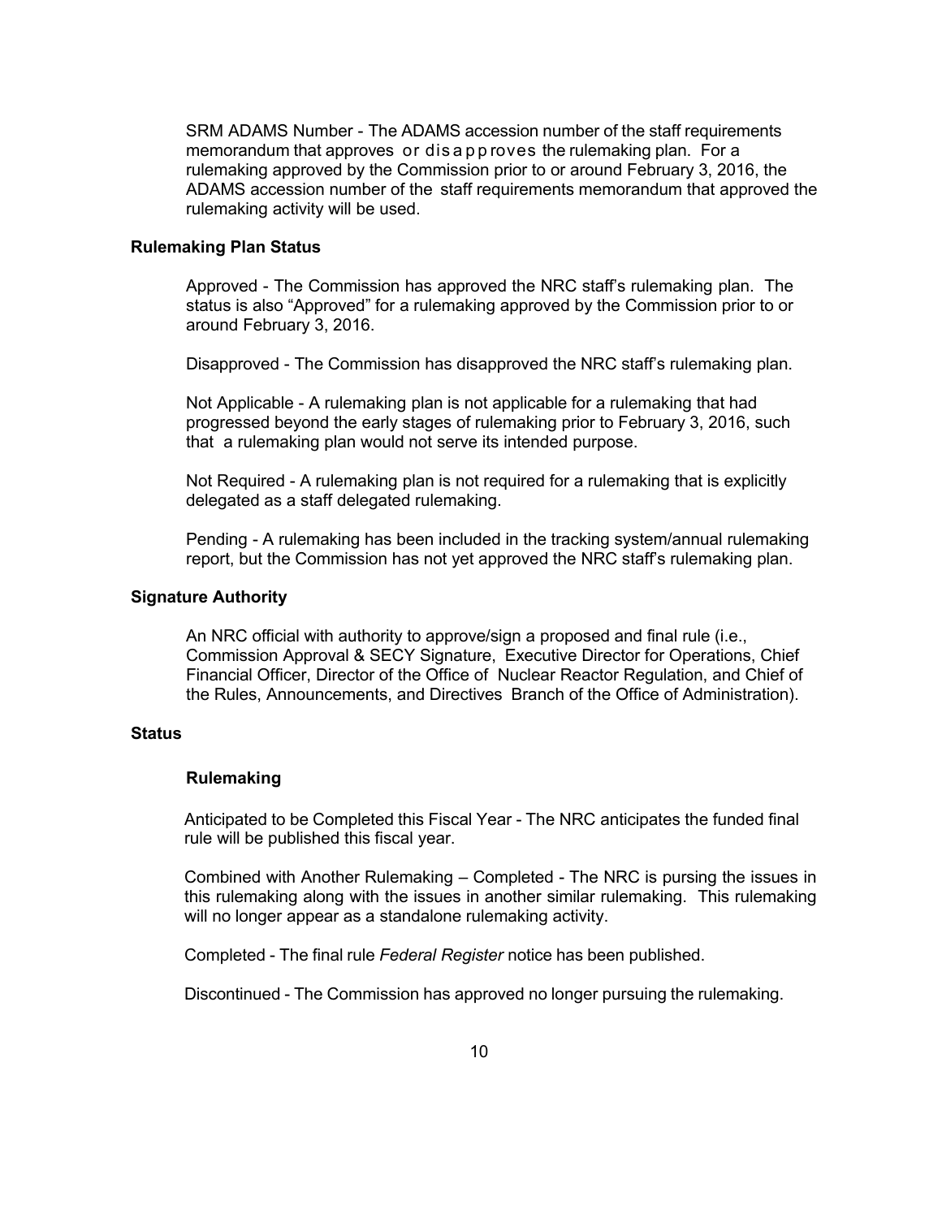SRM ADAMS Number - The ADAMS accession number of the staff requirements memorandum that approves or disapproves the rulemaking plan. For a rulemaking approved by the Commission prior to or around February 3, 2016, the ADAMS accession number of the staff requirements memorandum that approved the rulemaking activity will be used.

**Rulemaking Plan Status**

Approved - The Commission has approved the NRC staff's rulemaking plan. The status is also "Approved" for a rulemaking approved by the Commission prior to or around February 3, 2016.

Disapproved - The Commission has disapproved the NRC staff's rulemaking plan.

Not Applicable - A rulemaking plan is not applicable for a rulemaking that had progressed beyond the early stages of rulemaking prior to February 3, 2016, such that a rulemaking plan would not serve its intended purpose.

Not Required - A rulemaking plan is not required for a rulemaking that is explicitly delegated as a staff delegated rulemaking.

Pending - A rulemaking has been included in the tracking system/annual rulemaking report, but the Commission has not yet approved the NRC staff's rulemaking plan.

**Signature Authority**

An NRC official with authority to approve/sign a proposed and final rule (i.e., Commission Approval & SECY Signature, Executive Director for Operations, Chief Financial Officer, Director of the Office of Nuclear Reactor Regulation, and Chief of the Rules, Announcements, and Directives Branch of the Office of Administration).

**Status**

**Rulemaking**

Anticipated to be Completed this Fiscal Year - The NRC anticipates the funded final rule will be published this fiscal year.

Combined with Another Rulemaking – Completed - The NRC is pursing the issues in this rulemaking along with the issues in another similar rulemaking. This rulemaking will no longer appear as a standalone rulemaking activity.

Completed - The final rule *Federal Register* notice has been published.

Discontinued - The Commission has approved no longer pursuing the rulemaking.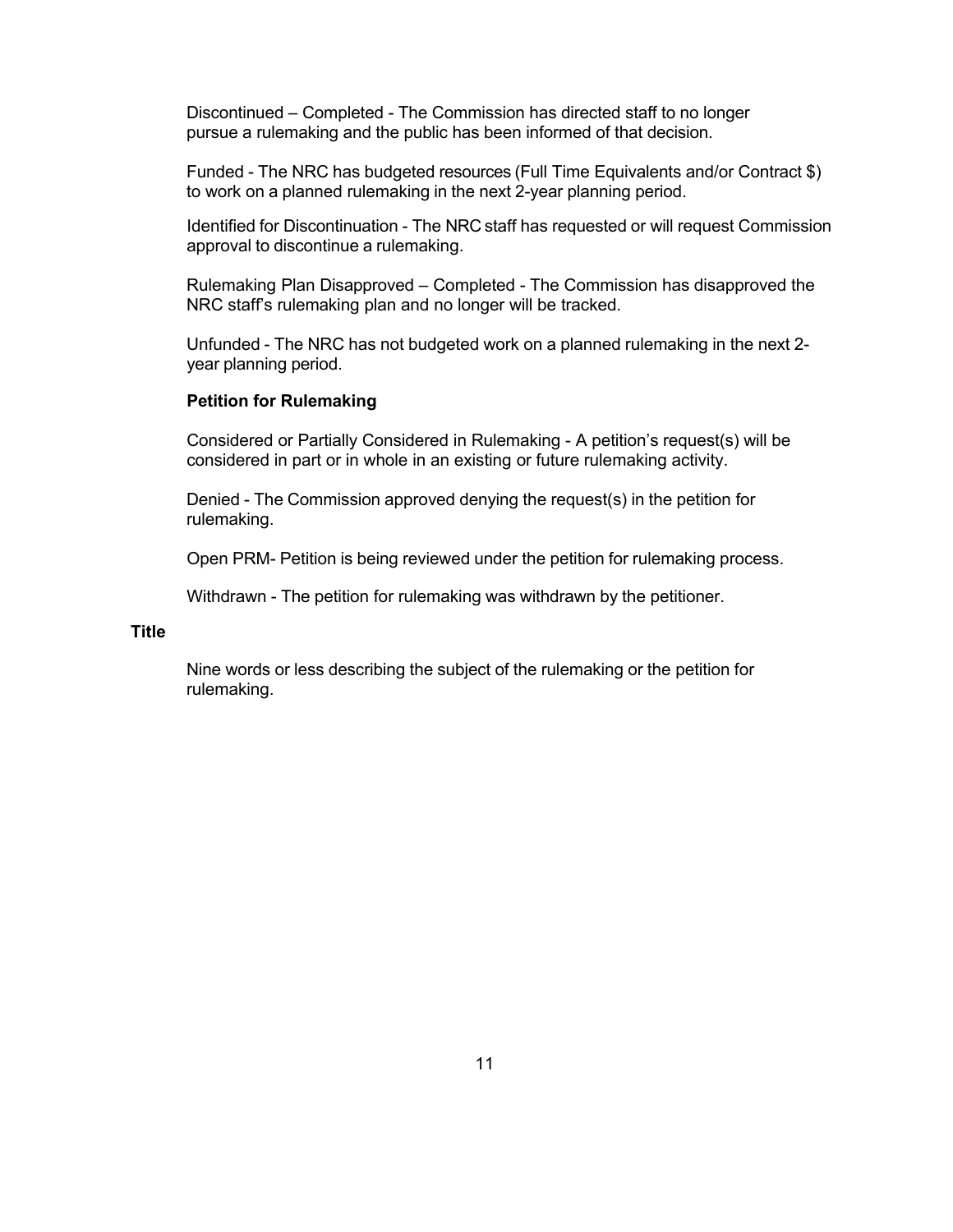Discontinued – Completed - The Commission has directed staff to no longer pursue a rulemaking and the public has been informed of that decision.

Funded - The NRC has budgeted resources (Full Time Equivalents and/or Contract $) to work on a planned rulemaking in the next 2-year planning period.

Identified for Discontinuation - The NRC staff has requested or will request Commission approval to discontinue a rulemaking.

Rulemaking Plan Disapproved – Completed - The Commission has disapproved the NRC staff's rulemaking plan and no longer will be tracked.

Unfunded - The NRC has not budgeted work on a planned rulemaking in the next 2-year planning period.

**Petition for Rulemaking**

Considered or Partially Considered in Rulemaking - A petition's request(s) will be considered in part or in whole in an existing or future rulemaking activity.

Denied - The Commission approved denying the request(s) in the petition for rulemaking.

Open PRM- Petition is being reviewed under the petition for rulemaking process.

Withdrawn - The petition for rulemaking was withdrawn by the petitioner.

**Title**

Nine words or less describing the subject of the rulemaking or the petition for rulemaking.